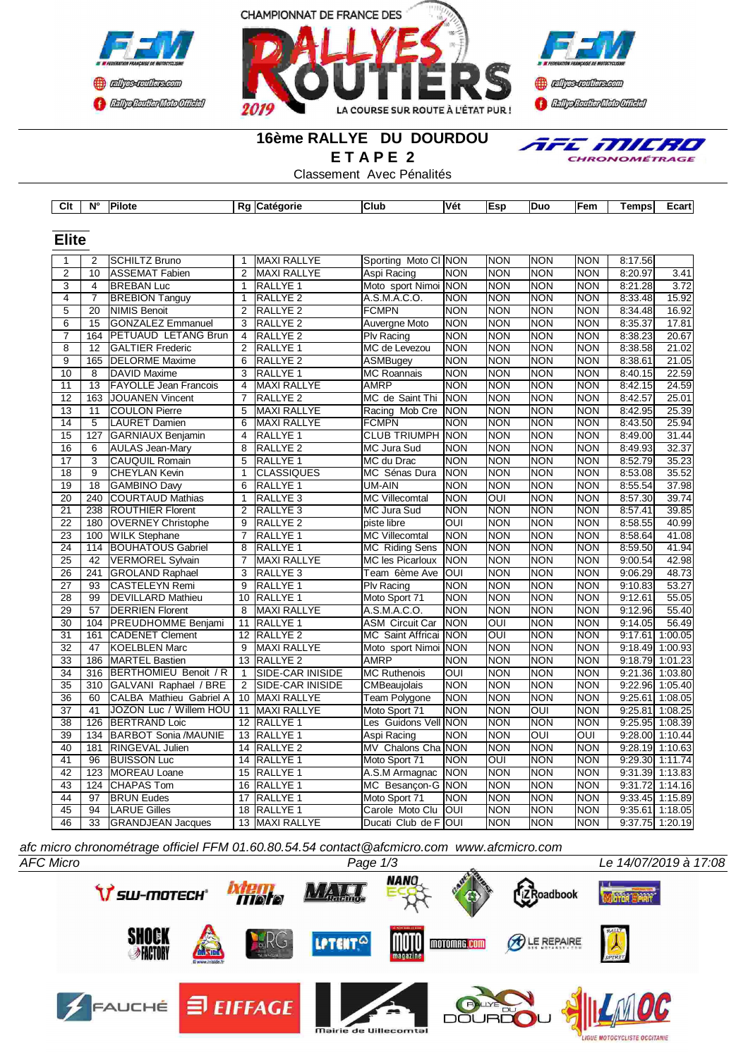CHAMPIONNAT DE FRANCE DES RALLYES ROUTIERS 2019

LA COURSE SUR ROUTE À L'ÉTAT PUR !

# 16ème RALLYE DU DOURDOU

## E T A P E 2

Classement Avec Pénalités

## Elite

| Clt | N° | Pilote | Rg | Catégorie | Club | Vét | Esp | Duo | Fem | Temps | Ecart |
|---|---|---|---|---|---|---|---|---|---|---|---|
| 1 | 2 | SCHILTZ Bruno | 1 | MAXI RALLYE | Sporting Moto Cl | NON | NON | NON | NON | 8:17.56 | |
| 2 | 10 | ASSEMAT Fabien | 2 | MAXI RALLYE | Aspi Racing | NON | NON | NON | NON | 8:20.97 | 3.41 |
| 3 | 4 | BREBAN Luc | 1 | RALLYE 1 | Moto sport Nimoi | NON | NON | NON | NON | 8:21.28 | 3.72 |
| 4 | 7 | BREBION Tanguy | 1 | RALLYE 2 | A.S.M.A.C.O. | NON | NON | NON | NON | 8:33.48 | 15.92 |
| 5 | 20 | NIMIS Benoit | 2 | RALLYE 2 | FCMPN | NON | NON | NON | NON | 8:34.48 | 16.92 |
| 6 | 15 | GONZALEZ Emmanuel | 3 | RALLYE 2 | Auvergne Moto | NON | NON | NON | NON | 8:35.37 | 17.81 |
| 7 | 164 | PETUAUD LETANG Brun | 4 | RALLYE 2 | Plv Racing | NON | NON | NON | NON | 8:38.23 | 20.67 |
| 8 | 12 | GALTIER Frederic | 2 | RALLYE 1 | MC de Levezou | NON | NON | NON | NON | 8:38.58 | 21.02 |
| 9 | 165 | DELORME Maxime | 6 | RALLYE 2 | ASMBugey | NON | NON | NON | NON | 8:38.61 | 21.05 |
| 10 | 8 | DAVID Maxime | 3 | RALLYE 1 | MC Roannais | NON | NON | NON | NON | 8:40.15 | 22.59 |
| 11 | 13 | FAYOLLE Jean Francois | 4 | MAXI RALLYE | AMRP | NON | NON | NON | NON | 8:42.15 | 24.59 |
| 12 | 163 | JOUANEN Vincent | 7 | RALLYE 2 | MC de Saint Thi | NON | NON | NON | NON | 8:42.57 | 25.01 |
| 13 | 11 | COULON Pierre | 5 | MAXI RALLYE | Racing Mob Cre | NON | NON | NON | NON | 8:42.95 | 25.39 |
| 14 | 5 | LAURET Damien | 6 | MAXI RALLYE | FCMPN | NON | NON | NON | NON | 8:43.50 | 25.94 |
| 15 | 127 | GARNIAUX Benjamin | 4 | RALLYE 1 | CLUB TRIUMPH | NON | NON | NON | NON | 8:49.00 | 31.44 |
| 16 | 6 | AULAS Jean-Mary | 8 | RALLYE 2 | MC Jura Sud | NON | NON | NON | NON | 8:49.93 | 32.37 |
| 17 | 3 | CAUQUIL Romain | 5 | RALLYE 1 | MC du Drac | NON | NON | NON | NON | 8:52.79 | 35.23 |
| 18 | 9 | CHEYLAN Kevin | 1 | CLASSIQUES | MC Sénas Dura | NON | NON | NON | NON | 8:53.08 | 35.52 |
| 19 | 18 | GAMBINO Davy | 6 | RALLYE 1 | UM-AIN | NON | NON | NON | NON | 8:55.54 | 37.98 |
| 20 | 240 | COURTAUD Mathias | 1 | RALLYE 3 | MC Villecomtal | NON | OUI | NON | NON | 8:57.30 | 39.74 |
| 21 | 238 | ROUTHIER Florent | 2 | RALLYE 3 | MC Jura Sud | NON | NON | NON | NON | 8:57.41 | 39.85 |
| 22 | 180 | OVERNEY Christophe | 9 | RALLYE 2 | piste libre | OUI | NON | NON | NON | 8:58.55 | 40.99 |
| 23 | 100 | WILK Stephane | 7 | RALLYE 1 | MC Villecomtal | NON | NON | NON | NON | 8:58.64 | 41.08 |
| 24 | 114 | BOUHATOUS Gabriel | 8 | RALLYE 1 | MC Riding Sens | NON | NON | NON | NON | 8:59.50 | 41.94 |
| 25 | 42 | VERMOREL Sylvain | 7 | MAXI RALLYE | MC les Picarloux | NON | NON | NON | NON | 9:00.54 | 42.98 |
| 26 | 241 | GROLAND Raphael | 3 | RALLYE 3 | Team 6ème Ave | OUI | NON | NON | NON | 9:06.29 | 48.73 |
| 27 | 93 | CASTELEYN Remi | 9 | RALLYE 1 | Plv Racing | NON | NON | NON | NON | 9:10.83 | 53.27 |
| 28 | 99 | DEVILLARD Mathieu | 10 | RALLYE 1 | Moto Sport 71 | NON | NON | NON | NON | 9:12.61 | 55.05 |
| 29 | 57 | DERRIEN Florent | 8 | MAXI RALLYE | A.S.M.A.C.O. | NON | NON | NON | NON | 9:12.96 | 55.40 |
| 30 | 104 | PREUDHOMME Benjami | 11 | RALLYE 1 | ASM Circuit Car | NON | OUI | NON | NON | 9:14.05 | 56.49 |
| 31 | 161 | CADENET Clement | 12 | RALLYE 2 | MC Saint Affricai | NON | OUI | NON | NON | 9:17.61 | 1:00.05 |
| 32 | 47 | KOELBLEN Marc | 9 | MAXI RALLYE | Moto sport Nimoi | NON | NON | NON | NON | 9:18.49 | 1:00.93 |
| 33 | 186 | MARTEL Bastien | 13 | RALLYE 2 | AMRP | NON | NON | NON | NON | 9:18.79 | 1:01.23 |
| 34 | 316 | BERTHOMIEU Benoit / R | 1 | SIDE-CAR INISIDE | MC Ruthenois | OUI | NON | NON | NON | 9:21.36 | 1:03.80 |
| 35 | 310 | GALVANI Raphael / BRE | 2 | SIDE-CAR INISIDE | CMBeaujolais | NON | NON | NON | NON | 9:22.96 | 1:05.40 |
| 36 | 60 | CALBA Mathieu Gabriel A | 10 | MAXI RALLYE | Team Polygone | NON | NON | NON | NON | 9:25.61 | 1:08.05 |
| 37 | 41 | JOZON Luc / Willem HOU | 11 | MAXI RALLYE | Moto Sport 71 | NON | NON | OUI | NON | 9:25.81 | 1:08.25 |
| 38 | 126 | BERTRAND Loic | 12 | RALLYE 1 | Les Guidons Vell | NON | NON | NON | NON | 9:25.95 | 1:08.39 |
| 39 | 134 | BARBOT Sonia /MAUNIE | 13 | RALLYE 1 | Aspi Racing | NON | NON | OUI | OUI | 9:28.00 | 1:10.44 |
| 40 | 181 | RINGEVAL Julien | 14 | RALLYE 2 | MV Chalons Cha | NON | NON | NON | NON | 9:28.19 | 1:10.63 |
| 41 | 96 | BUISSON Luc | 14 | RALLYE 1 | Moto Sport 71 | NON | OUI | NON | NON | 9:29.30 | 1:11.74 |
| 42 | 123 | MOREAU Loane | 15 | RALLYE 1 | A.S.M Armagnac | NON | NON | NON | NON | 9:31.39 | 1:13.83 |
| 43 | 124 | CHAPAS Tom | 16 | RALLYE 1 | MC Besançon-G | NON | NON | NON | NON | 9:31.72 | 1:14.16 |
| 44 | 97 | BRUN Eudes | 17 | RALLYE 1 | Moto Sport 71 | NON | NON | NON | NON | 9:33.45 | 1:15.89 |
| 45 | 94 | LARUE Gilles | 18 | RALLYE 1 | Carole Moto Clu | OUI | NON | NON | NON | 9:35.61 | 1:18.05 |
| 46 | 33 | GRANDJEAN Jacques | 13 | MAXI RALLYE | Ducati Club de F | OUI | NON | NON | NON | 9:37.75 | 1:20.19 |

*afc micro chronométrage officiel FFM 01.60.80.54.54 contact@afcmicro.com www.afcmicro.com*

*AFC Micro* — *Le 14/07/2019 à 17:08*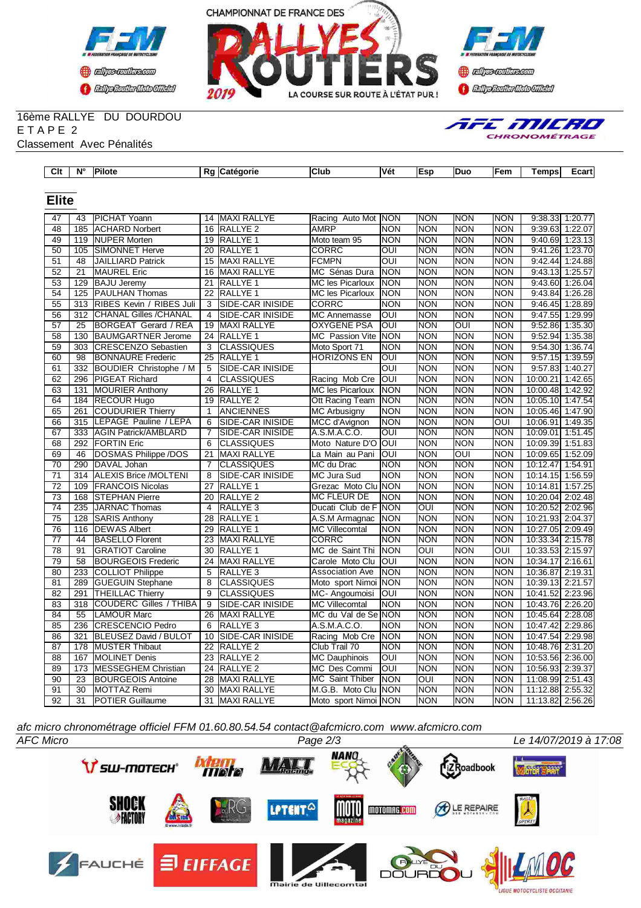CHAMPIONNAT DE FRANCE DES RALLYES ROUTIERS 2019 — LA COURSE SUR ROUTE À L'ÉTAT PUR !

16ème RALLYE DU DOURDOU
E T A P E 2
Classement Avec Pénalités

## Elite

| Clt | N° | Pilote | Rg | Catégorie | Club | Vét | Esp | Duo | Fem | Temps | Ecart |
|---|---|---|---|---|---|---|---|---|---|---|---|
| 47 | 43 | PICHAT Yoann | 14 | MAXI RALLYE | Racing Auto Mot | NON | NON | NON | NON | 9:38.33 | 1:20.77 |
| 48 | 185 | ACHARD Norbert | 16 | RALLYE 2 | AMRP | NON | NON | NON | NON | 9:39.63 | 1:22.07 |
| 49 | 119 | NUPER Morten | 19 | RALLYE 1 | Moto team 95 | NON | NON | NON | NON | 9:40.69 | 1:23.13 |
| 50 | 105 | SIMONNET Herve | 20 | RALLYE 1 | CORRC | OUI | NON | NON | NON | 9:41.26 | 1:23.70 |
| 51 | 48 | JAILLIARD Patrick | 15 | MAXI RALLYE | FCMPN | OUI | NON | NON | NON | 9:42.44 | 1:24.88 |
| 52 | 21 | MAUREL Eric | 16 | MAXI RALLYE | MC Sénas Dura | NON | NON | NON | NON | 9:43.13 | 1:25.57 |
| 53 | 129 | BAJU Jeremy | 21 | RALLYE 1 | MC les Picarloux | NON | NON | NON | NON | 9:43.60 | 1:26.04 |
| 54 | 125 | PAULHAN Thomas | 22 | RALLYE 1 | MC les Picarloux | NON | NON | NON | NON | 9:43.84 | 1:26.28 |
| 55 | 313 | RIBES Kevin / RIBES Juli | 3 | SIDE-CAR INISIDE | CORRC | NON | NON | NON | NON | 9:46.45 | 1:28.89 |
| 56 | 312 | CHANAL Gilles /CHANAL | 4 | SIDE-CAR INISIDE | MC Annemasse | OUI | NON | NON | NON | 9:47.55 | 1:29.99 |
| 57 | 25 | BORGEAT Gerard / REA | 19 | MAXI RALLYE | OXYGENE PSA | OUI | NON | OUI | NON | 9:52.86 | 1:35.30 |
| 58 | 130 | BAUMGARTNER Jerome | 24 | RALLYE 1 | MC Passion Vite | NON | NON | NON | NON | 9:52.94 | 1:35.38 |
| 59 | 303 | CRESCENZO Sebastien | 3 | CLASSIQUES | Moto Sport 71 | NON | NON | NON | NON | 9:54.30 | 1:36.74 |
| 60 | 98 | BONNAURE Frederic | 25 | RALLYE 1 | HORIZONS EN | OUI | NON | NON | NON | 9:57.15 | 1:39.59 |
| 61 | 332 | BOUDIER Christophe / M | 5 | SIDE-CAR INISIDE | | OUI | NON | NON | NON | 9:57.83 | 1:40.27 |
| 62 | 296 | PIGEAT Richard | 4 | CLASSIQUES | Racing Mob Cre | OUI | NON | NON | NON | 10:00.21 | 1:42.65 |
| 63 | 131 | MOURIER Anthony | 26 | RALLYE 1 | MC les Picarloux | NON | NON | NON | NON | 10:00.48 | 1:42.92 |
| 64 | 184 | RECOUR Hugo | 19 | RALLYE 2 | Ott Racing Team | NON | NON | NON | NON | 10:05.10 | 1:47.54 |
| 65 | 261 | COUDURIER Thierry | 1 | ANCIENNES | MC Arbusigny | NON | NON | NON | NON | 10:05.46 | 1:47.90 |
| 66 | 315 | LEPAGE Pauline / LEPA | 6 | SIDE-CAR INISIDE | MCC d'Avignon | NON | NON | NON | OUI | 10:06.91 | 1:49.35 |
| 67 | 333 | AGIN Patrick/AMBLARD | 7 | SIDE-CAR INISIDE | A.S.M.A.C.O. | OUI | NON | NON | NON | 10:09.01 | 1:51.45 |
| 68 | 292 | FORTIN Eric | 6 | CLASSIQUES | Moto Nature D'O | OUI | NON | NON | NON | 10:09.39 | 1:51.83 |
| 69 | 46 | DOSMAS Philippe /DOS | 21 | MAXI RALLYE | La Main au Pani | OUI | NON | OUI | NON | 10:09.65 | 1:52.09 |
| 70 | 290 | DAVAL Johan | 7 | CLASSIQUES | MC du Drac | NON | NON | NON | NON | 10:12.47 | 1:54.91 |
| 71 | 314 | ALEXIS Brice /MOLTENI | 8 | SIDE-CAR INISIDE | MC Jura Sud | NON | NON | NON | NON | 10:14.15 | 1:56.59 |
| 72 | 109 | FRANCOIS Nicolas | 27 | RALLYE 1 | Grezac Moto Clu | NON | NON | NON | NON | 10:14.81 | 1:57.25 |
| 73 | 168 | STEPHAN Pierre | 20 | RALLYE 2 | MC FLEUR DE | NON | NON | NON | NON | 10:20.04 | 2:02.48 |
| 74 | 235 | JARNAC Thomas | 4 | RALLYE 3 | Ducati Club de F | NON | OUI | NON | NON | 10:20.52 | 2:02.96 |
| 75 | 128 | SARIS Anthony | 28 | RALLYE 1 | A.S.M Armagnac | NON | NON | NON | NON | 10:21.93 | 2:04.37 |
| 76 | 116 | DEWAS Albert | 29 | RALLYE 1 | MC Villecomtal | NON | NON | NON | NON | 10:27.05 | 2:09.49 |
| 77 | 44 | BASELLO Florent | 23 | MAXI RALLYE | CORRC | NON | NON | NON | NON | 10:33.34 | 2:15.78 |
| 78 | 91 | GRATIOT Caroline | 30 | RALLYE 1 | MC de Saint Thi | NON | OUI | NON | OUI | 10:33.53 | 2:15.97 |
| 79 | 58 | BOURGEOIS Frederic | 24 | MAXI RALLYE | Carole Moto Clu | OUI | NON | NON | NON | 10:34.17 | 2:16.61 |
| 80 | 233 | COLLIOT Philippe | 5 | RALLYE 3 | Association Ave | NON | NON | NON | NON | 10:36.87 | 2:19.31 |
| 81 | 289 | GUEGUIN Stephane | 8 | CLASSIQUES | Moto sport Nimoi | NON | NON | NON | NON | 10:39.13 | 2:21.57 |
| 82 | 291 | THEILLAC Thierry | 9 | CLASSIQUES | MC- Angoumoisi | OUI | NON | NON | NON | 10:41.52 | 2:23.96 |
| 83 | 318 | COUDERC Gilles / THIBA | 9 | SIDE-CAR INISIDE | MC Villecomtal | NON | NON | NON | NON | 10:43.76 | 2:26.20 |
| 84 | 55 | LAMOUR Marc | 26 | MAXI RALLYE | MC du Val de Se | NON | NON | NON | NON | 10:45.64 | 2:28.08 |
| 85 | 236 | CRESCENCIO Pedro | 6 | RALLYE 3 | A.S.M.A.C.O. | NON | NON | NON | NON | 10:47.42 | 2:29.86 |
| 86 | 321 | BLEUSEZ David / BULOT | 10 | SIDE-CAR INISIDE | Racing Mob Cre | NON | NON | NON | NON | 10:47.54 | 2:29.98 |
| 87 | 178 | MUSTER Thibaut | 22 | RALLYE 2 | Club Trail 70 | NON | NON | NON | NON | 10:48.76 | 2:31.20 |
| 88 | 167 | MOLINET Denis | 23 | RALLYE 2 | MC Dauphinois | OUI | NON | NON | NON | 10:53.56 | 2:36.00 |
| 89 | 173 | MESSEGHEM Christian | 24 | RALLYE 2 | MC Des Commi | OUI | NON | NON | NON | 10:56.93 | 2:39.37 |
| 90 | 23 | BOURGEOIS Antoine | 28 | MAXI RALLYE | MC Saint Thiber | NON | OUI | NON | NON | 11:08.99 | 2:51.43 |
| 91 | 30 | MOTTAZ Remi | 30 | MAXI RALLYE | M.G.B. Moto Clu | NON | NON | NON | NON | 11:12.88 | 2:55.32 |
| 92 | 31 | POTIER Guillaume | 31 | MAXI RALLYE | Moto sport Nimoi | NON | NON | NON | NON | 11:13.82 | 2:56.26 |

*afc micro chronométrage officiel FFM 01.60.80.54.54 contact@afcmicro.com www.afcmicro.com*

*AFC Micro* — Le 14/07/2019 à 17:08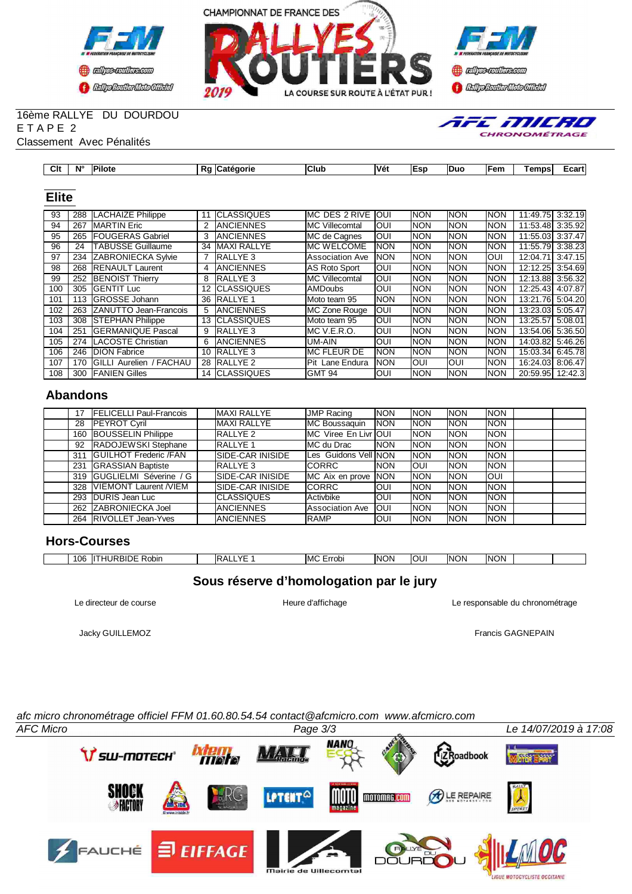CHAMPIONNAT DE FRANCE DES RALLYES ROUTIERS 2019 — LA COURSE SUR ROUTE À L'ÉTAT PUR !

16ème RALLYE DU DOURDOU
E T A P E 2
Classement Avec Pénalités

| Clt | N° | Pilote | Rg | Catégorie | Club | Vét | Esp | Duo | Fem | Temps | Ecart |
|---|---|---|---|---|---|---|---|---|---|---|---|

## Elite

| Clt | N° | Pilote | Rg | Catégorie | Club | Vét | Esp | Duo | Fem | Temps | Ecart |
|---|---|---|---|---|---|---|---|---|---|---|---|
| 93 | 288 | LACHAIZE Philippe | 11 | CLASSIQUES | MC DES 2 RIVE | OUI | NON | NON | NON | 11:49.75 | 3:32.19 |
| 94 | 267 | MARTIN Eric | 2 | ANCIENNES | MC Villecomtal | OUI | NON | NON | NON | 11:53.48 | 3:35.92 |
| 95 | 265 | FOUGERAS Gabriel | 3 | ANCIENNES | MC de Cagnes | OUI | NON | NON | NON | 11:55.03 | 3:37.47 |
| 96 | 24 | TABUSSE Guillaume | 34 | MAXI RALLYE | MC WELCOME | NON | NON | NON | NON | 11:55.79 | 3:38.23 |
| 97 | 234 | ZABRONIECKA Sylvie | 7 | RALLYE 3 | Association Ave | NON | NON | NON | OUI | 12:04.71 | 3:47.15 |
| 98 | 268 | RENAULT Laurent | 4 | ANCIENNES | AS Roto Sport | OUI | NON | NON | NON | 12:25.43 | 4:07.87 |
| 99 | 252 | BENOIST Thierry | 8 | RALLYE 3 | MC Villecomtal | OUI | NON | NON | NON | 12:12.25 | 3:54.69 |
| 100 | 305 | GENTIT Luc | 12 | CLASSIQUES | AMDoubs | OUI | NON | NON | NON | 12:13.88 | 3:56.32 |
| 101 | 113 | GROSSE Johann | 36 | RALLYE 1 | Moto team 95 | NON | NON | NON | NON | 13:21.76 | 5:04.20 |
| 102 | 263 | ZANUTTO Jean-Francois | 5 | ANCIENNES | MC Zone Rouge | OUI | NON | NON | NON | 13:23.03 | 5:05.47 |
| 103 | 308 | STEPHAN Philippe | 13 | CLASSIQUES | Moto team 95 | OUI | NON | NON | NON | 13:25.57 | 5:08.01 |
| 104 | 251 | GERMANIQUE Pascal | 9 | RALLYE 3 | MC V.E.R.O. | OUI | NON | NON | NON | 13:54.06 | 5:36.50 |
| 105 | 274 | LACOSTE Christian | 6 | ANCIENNES | UM-AIN | OUI | NON | NON | NON | 14:03.82 | 5:46.26 |
| 106 | 246 | DION Fabrice | 10 | RALLYE 3 | MC FLEUR DE | NON | NON | NON | NON | 15:03.34 | 6:45.78 |
| 107 | 170 | GILLI Aurelien / FACHAU | 28 | RALLYE 2 | Pit Lane Endura | NON | OUI | OUI | NON | 16:24.03 | 8:06.47 |
| 108 | 300 | FANIEN Gilles | 14 | CLASSIQUES | GMT 94 | OUI | NON | NON | NON | 20:59.95 | 12:42.3 |

## Abandons

| Clt | N° | Pilote | Rg | Catégorie | Club | Vét | Esp | Duo | Fem | Temps | Ecart |
|---|---|---|---|---|---|---|---|---|---|---|---|
| | 17 | FELICELLI Paul-Francois | | MAXI RALLYE | JMP Racing | NON | NON | NON | NON | | |
| | 28 | PEYROT Cyril | | MAXI RALLYE | MC Boussaquin | NON | NON | NON | NON | | |
| | 160 | BOUSSELIN Philippe | | RALLYE 2 | MC Viree En Livr | OUI | NON | NON | NON | | |
| | 92 | RADOJEWSKI Stephane | | RALLYE 1 | MC du Drac | NON | NON | NON | NON | | |
| | 311 | GUILHOT Frederic /FAN | | SIDE-CAR INISIDE | Les Guidons Vell | NON | NON | NON | NON | | |
| | 231 | GRASSIAN Baptiste | | RALLYE 3 | CORRC | NON | OUI | NON | NON | | |
| | 319 | GUGLIELMI Séverine / G | | SIDE-CAR INISIDE | MC Aix en prove | NON | NON | NON | OUI | | |
| | 328 | VIEMONT Laurent /VIEM | | SIDE-CAR INISIDE | CORRC | OUI | NON | NON | NON | | |
| | 293 | DURIS Jean Luc | | CLASSIQUES | Activbike | OUI | NON | NON | NON | | |
| | 262 | ZABRONIECKA Joel | | ANCIENNES | Association Ave | OUI | NON | NON | NON | | |
| | 264 | RIVOLLET Jean-Yves | | ANCIENNES | RAMP | OUI | NON | NON | NON | | |

## Hors-Courses

| Clt | N° | Pilote | Rg | Catégorie | Club | Vét | Esp | Duo | Fem | Temps | Ecart |
|---|---|---|---|---|---|---|---|---|---|---|---|
| | 106 | ITHURBIDE Robin | | RALLYE 1 | MC Errobi | NON | OUI | NON | NON | | |

### Sous réserve d'homologation par le jury

Le directeur de course — Heure d'affichage — Le responsable du chronométrage

Jacky GUILLEMOZ — Francis GAGNEPAIN

*afc micro chronométrage officiel FFM 01.60.80.54.54 contact@afcmicro.com www.afcmicro.com*

AFC Micro — Le 14/07/2019 à 17:08